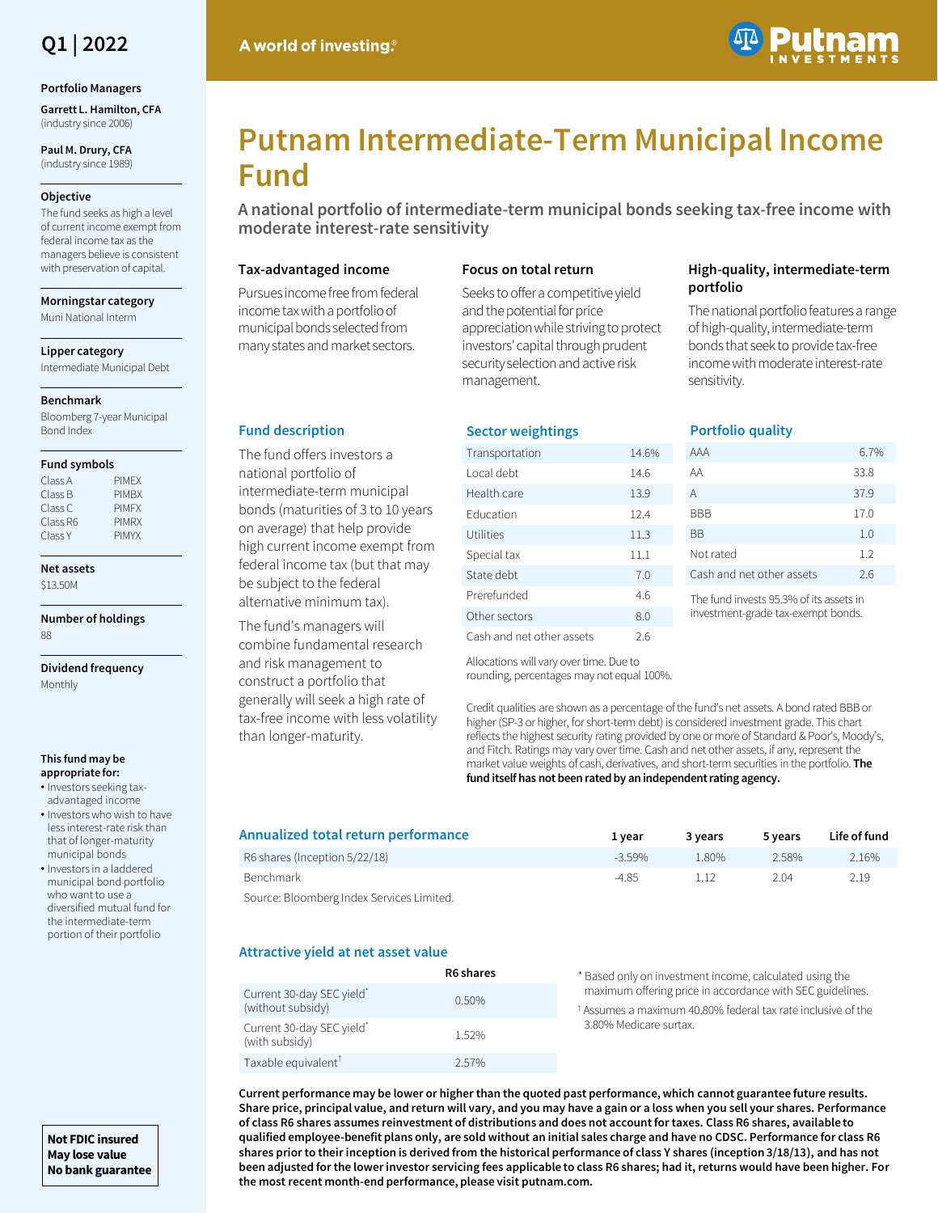Q1 | 2022

A world of investing.®

# Putnam Intermediate-Term Municipal Income Fund

**A national portfolio of intermediate-term municipal bonds seeking tax-free income with moderate interest-rate sensitivity**

**Portfolio Managers**

**Garrett L. Hamilton, CFA** (industry since 2006)

**Paul M. Drury, CFA** (industry since 1989)

**Objective**

The fund seeks as high a level of current income exempt from federal income tax as the managers believe is consistent with preservation of capital.

**Morningstar category**

Muni National Interm

**Lipper category**

Intermediate Municipal Debt

**Benchmark**

Bloomberg 7-year Municipal Bond Index

**Fund symbols**

| | |
|---|---|
| Class A | PIMEX |
| Class B | PIMBX |
| Class C | PIMFX |
| Class R6 | PIMRX |
| Class Y | PIMYX |

**Net assets**

$13.50M

**Number of holdings**

88

**Dividend frequency**

Monthly

**This fund may be appropriate for:**

- Investors seeking tax-advantaged income
- Investors who wish to have less interest-rate risk than that of longer-maturity municipal bonds
- Investors in a laddered municipal bond portfolio who want to use a diversified mutual fund for the intermediate-term portion of their portfolio

**Not FDIC insured**
**May lose value**
**No bank guarantee**

### Tax-advantaged income

Pursues income free from federal income tax with a portfolio of municipal bonds selected from many states and market sectors.

### Focus on total return

Seeks to offer a competitive yield and the potential for price appreciation while striving to protect investors' capital through prudent security selection and active risk management.

### High-quality, intermediate-term portfolio

The national portfolio features a range of high-quality, intermediate-term bonds that seek to provide tax-free income with moderate interest-rate sensitivity.

## Fund description

The fund offers investors a national portfolio of intermediate-term municipal bonds (maturities of 3 to 10 years on average) that help provide high current income exempt from federal income tax (but that may be subject to the federal alternative minimum tax).

The fund's managers will combine fundamental research and risk management to construct a portfolio that generally will seek a high rate of tax-free income with less volatility than longer-maturity.

## Sector weightings

| Sector | Weight |
|---|---|
| Transportation | 14.6% |
| Local debt | 14.6 |
| Health care | 13.9 |
| Education | 12.4 |
| Utilities | 11.3 |
| Special tax | 11.1 |
| State debt | 7.0 |
| Prerefunded | 4.6 |
| Other sectors | 8.0 |
| Cash and net other assets | 2.6 |

Allocations will vary over time. Due to rounding, percentages may not equal 100%.

## Portfolio quality

| Rating | Weight |
|---|---|
| AAA | 6.7% |
| AA | 33.8 |
| A | 37.9 |
| BBB | 17.0 |
| BB | 1.0 |
| Not rated | 1.2 |
| Cash and net other assets | 2.6 |

The fund invests 95.3% of its assets in investment-grade tax-exempt bonds.

Credit qualities are shown as a percentage of the fund's net assets. A bond rated BBB or higher (SP-3 or higher, for short-term debt) is considered investment grade. This chart reflects the highest security rating provided by one or more of Standard & Poor's, Moody's, and Fitch. Ratings may vary over time. Cash and net other assets, if any, represent the market value weights of cash, derivatives, and short-term securities in the portfolio. **The fund itself has not been rated by an independent rating agency.**

## Annualized total return performance

| | 1 year | 3 years | 5 years | Life of fund |
|---|---|---|---|---|
| R6 shares (Inception 5/22/18) | -3.59% | 1.80% | 2.58% | 2.16% |
| Benchmark | -4.85 | 1.12 | 2.04 | 2.19 |

Source: Bloomberg Index Services Limited.

## Attractive yield at net asset value

| | R6 shares |
|---|---|
| Current 30-day SEC yield* (without subsidy) | 0.50% |
| Current 30-day SEC yield* (with subsidy) | 1.52% |
| Taxable equivalent† | 2.57% |

\* Based only on investment income, calculated using the maximum offering price in accordance with SEC guidelines.

† Assumes a maximum 40.80% federal tax rate inclusive of the 3.80% Medicare surtax.

**Current performance may be lower or higher than the quoted past performance, which cannot guarantee future results. Share price, principal value, and return will vary, and you may have a gain or a loss when you sell your shares. Performance of class R6 shares assumes reinvestment of distributions and does not account for taxes. Class R6 shares, available to qualified employee-benefit plans only, are sold without an initial sales charge and have no CDSC. Performance for class R6 shares prior to their inception is derived from the historical performance of class Y shares (inception 3/18/13), and has not been adjusted for the lower investor servicing fees applicable to class R6 shares; had it, returns would have been higher. For the most recent month-end performance, please visit putnam.com.**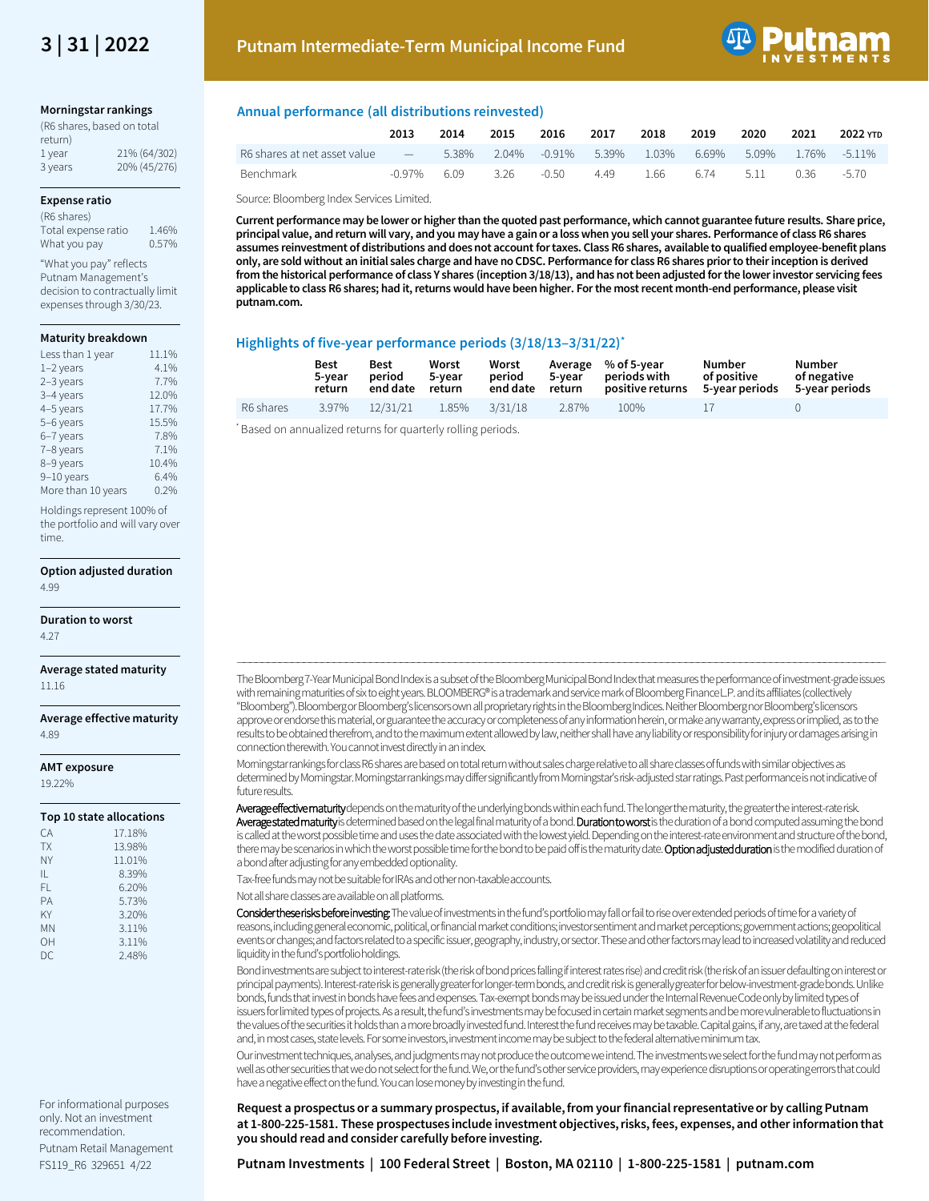# Putnam Intermediate-Term Municipal Income Fund

3 | 31 | 2022

### Morningstar rankings

(R6 shares, based on total return)

| | |
|---|---|
| 1 year | 21% (64/302) |
| 3 years | 20% (45/276) |

### Expense ratio

(R6 shares)

| | |
|---|---|
| Total expense ratio | 1.46% |
| What you pay | 0.57% |

"What you pay" reflects Putnam Management's decision to contractually limit expenses through 3/30/23.

### Maturity breakdown

| | |
|---|---|
| Less than 1 year | 11.1% |
| 1–2 years | 4.1% |
| 2–3 years | 7.7% |
| 3–4 years | 12.0% |
| 4–5 years | 17.7% |
| 5–6 years | 15.5% |
| 6–7 years | 7.8% |
| 7–8 years | 7.1% |
| 8–9 years | 10.4% |
| 9–10 years | 6.4% |
| More than 10 years | 0.2% |

Holdings represent 100% of the portfolio and will vary over time.

### Option adjusted duration

4.99

### Duration to worst

4.27

### Average stated maturity

11.16

### Average effective maturity

4.89

### AMT exposure

19.22%

### Top 10 state allocations

| | |
|---|---|
| CA | 17.18% |
| TX | 13.98% |
| NY | 11.01% |
| IL | 8.39% |
| FL | 6.20% |
| PA | 5.73% |
| KY | 3.20% |
| MN | 3.11% |
| OH | 3.11% |
| DC | 2.48% |

## Annual performance (all distributions reinvested)

| | 2013 | 2014 | 2015 | 2016 | 2017 | 2018 | 2019 | 2020 | 2021 | 2022 YTD |
|---|---|---|---|---|---|---|---|---|---|---|
| R6 shares at net asset value | — | 5.38% | 2.04% | -0.91% | 5.39% | 1.03% | 6.69% | 5.09% | 1.76% | -5.11% |
| Benchmark | -0.97% | 6.09 | 3.26 | -0.50 | 4.49 | 1.66 | 6.74 | 5.11 | 0.36 | -5.70 |

Source: Bloomberg Index Services Limited.

**Current performance may be lower or higher than the quoted past performance, which cannot guarantee future results. Share price, principal value, and return will vary, and you may have a gain or a loss when you sell your shares. Performance of class R6 shares assumes reinvestment of distributions and does not account for taxes. Class R6 shares, available to qualified employee-benefit plans only, are sold without an initial sales charge and have no CDSC. Performance for class R6 shares prior to their inception is derived from the historical performance of class Y shares (inception 3/18/13), and has not been adjusted for the lower investor servicing fees applicable to class R6 shares; had it, returns would have been higher. For the most recent month-end performance, please visit putnam.com.**

## Highlights of five-year performance periods (3/18/13–3/31/22)*

| | Best 5-year return | Best period end date | Worst 5-year return | Worst period end date | Average 5-year return | % of 5-year periods with positive returns | Number of positive 5-year periods | Number of negative 5-year periods |
|---|---|---|---|---|---|---|---|---|
| R6 shares | 3.97% | 12/31/21 | 1.85% | 3/31/18 | 2.87% | 100% | 17 | 0 |

* Based on annualized returns for quarterly rolling periods.

The Bloomberg 7-Year Municipal Bond Index is a subset of the Bloomberg Municipal Bond Index that measures the performance of investment-grade issues with remaining maturities of six to eight years. BLOOMBERG® is a trademark and service mark of Bloomberg Finance L.P. and its affiliates (collectively "Bloomberg"). Bloomberg or Bloomberg's licensors own all proprietary rights in the Bloomberg Indices. Neither Bloomberg nor Bloomberg's licensors approve or endorse this material, or guarantee the accuracy or completeness of any information herein, or make any warranty, express or implied, as to the results to be obtained therefrom, and to the maximum extent allowed by law, neither shall have any liability or responsibility for injury or damages arising in connection therewith. You cannot invest directly in an index.

Morningstar rankings for class R6 shares are based on total return without sales charge relative to all share classes of funds with similar objectives as determined by Morningstar. Morningstar rankings may differ significantly from Morningstar's risk-adjusted star ratings. Past performance is not indicative of future results.

**Average effective maturity** depends on the maturity of the underlying bonds within each fund. The longer the maturity, the greater the interest-rate risk. **Average stated maturity** is determined based on the legal final maturity of a bond. **Duration to worst** is the duration of a bond computed assuming the bond is called at the worst possible time and uses the date associated with the lowest yield. Depending on the interest-rate environment and structure of the bond, there may be scenarios in which the worst possible time for the bond to be paid off is the maturity date. **Option adjusted duration** is the modified duration of a bond after adjusting for any embedded optionality.

Tax-free funds may not be suitable for IRAs and other non-taxable accounts.

Not all share classes are available on all platforms.

**Consider these risks before investing:** The value of investments in the fund's portfolio may fall or fail to rise over extended periods of time for a variety of reasons, including general economic, political, or financial market conditions; investor sentiment and market perceptions; government actions; geopolitical events or changes; and factors related to a specific issuer, geography, industry, or sector. These and other factors may lead to increased volatility and reduced liquidity in the fund's portfolio holdings.

Bond investments are subject to interest-rate risk (the risk of bond prices falling if interest rates rise) and credit risk (the risk of an issuer defaulting on interest or principal payments). Interest-rate risk is generally greater for longer-term bonds, and credit risk is generally greater for below-investment-grade bonds. Unlike bonds, funds that invest in bonds have fees and expenses. Tax-exempt bonds may be issued under the Internal Revenue Code only by limited types of issuers for limited types of projects. As a result, the fund's investments may be focused in certain market segments and be more vulnerable to fluctuations in the values of the securities it holds than a more broadly invested fund. Interest the fund receives may be taxable. Capital gains, if any, are taxed at the federal and, in most cases, state levels. For some investors, investment income may be subject to the federal alternative minimum tax.

Our investment techniques, analyses, and judgments may not produce the outcome we intend. The investments we select for the fund may not perform as well as other securities that we do not select for the fund. We, or the fund's other service providers, may experience disruptions or operating errors that could have a negative effect on the fund. You can lose money by investing in the fund.

**Request a prospectus or a summary prospectus, if available, from your financial representative or by calling Putnam at 1-800-225-1581. These prospectuses include investment objectives, risks, fees, expenses, and other information that you should read and consider carefully before investing.**

For informational purposes only. Not an investment recommendation.

Putnam Retail Management

FS119_R6 329651 4/22

**Putnam Investments | 100 Federal Street | Boston, MA 02110 | 1-800-225-1581 | putnam.com**